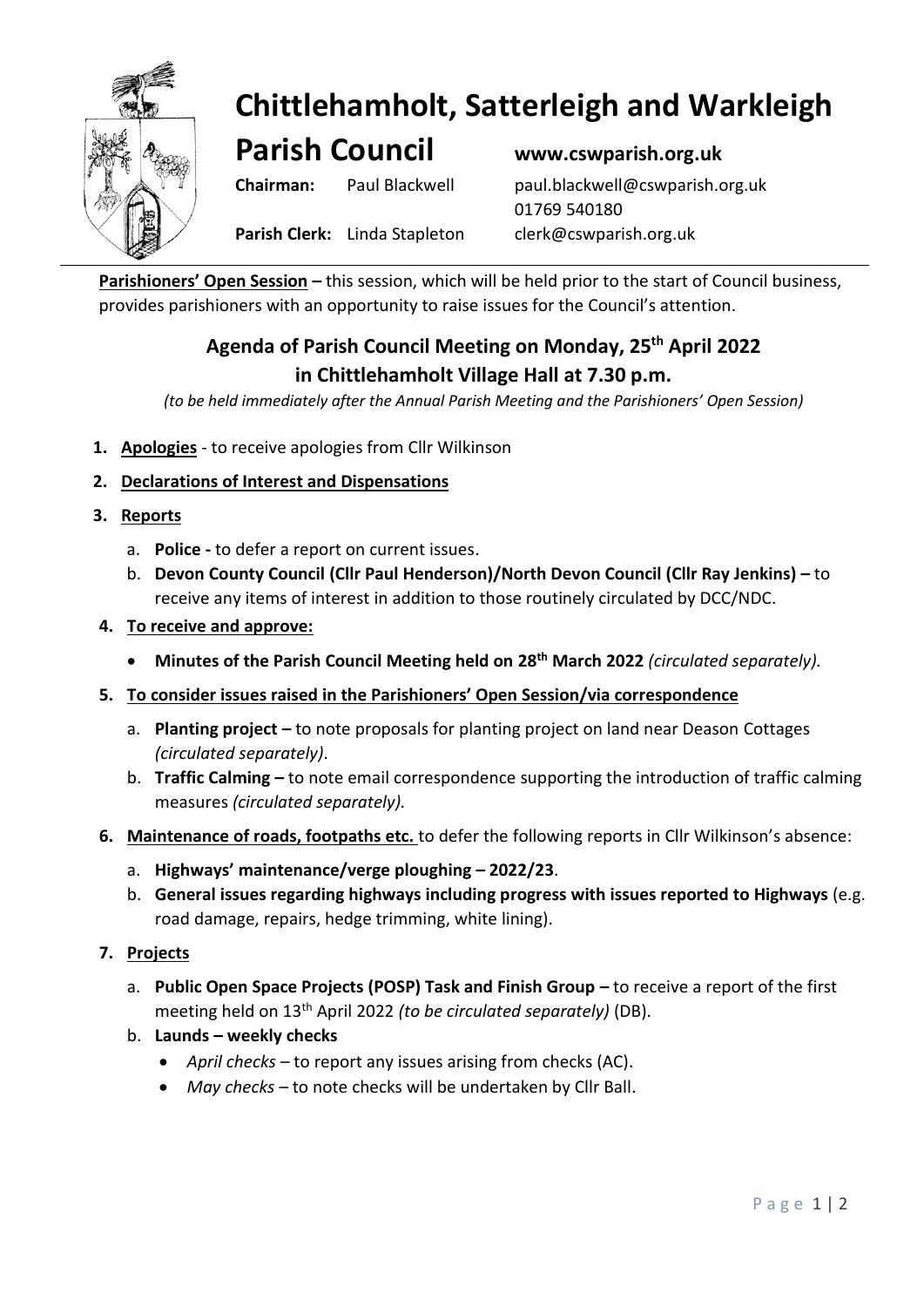# Chittlehamholt, Satterleigh and Warkleigh Parish Council

**www.cswparish.org.uk**

**Chairman:** Paul Blackwell paul.blackwell@cswparish.org.uk
01769 540180

**Parish Clerk:** Linda Stapleton clerk@cswparish.org.uk

---

**Parishioners' Open Session –** this session, which will be held prior to the start of Council business, provides parishioners with an opportunity to raise issues for the Council's attention.

## Agenda of Parish Council Meeting on Monday, 25th April 2022 in Chittlehamholt Village Hall at 7.30 p.m.

*(to be held immediately after the Annual Parish Meeting and the Parishioners' Open Session)*

1. **Apologies** - to receive apologies from Cllr Wilkinson
2. **Declarations of Interest and Dispensations**
3. **Reports**
   a. **Police -** to defer a report on current issues.
   b. **Devon County Council (Cllr Paul Henderson)/North Devon Council (Cllr Ray Jenkins) –** to receive any items of interest in addition to those routinely circulated by DCC/NDC.
4. **To receive and approve:**
   - **Minutes of the Parish Council Meeting held on 28th March 2022** *(circulated separately).*
5. **To consider issues raised in the Parishioners' Open Session/via correspondence**
   a. **Planting project –** to note proposals for planting project on land near Deason Cottages *(circulated separately)*.
   b. **Traffic Calming –** to note email correspondence supporting the introduction of traffic calming measures *(circulated separately).*
6. **Maintenance of roads, footpaths etc.** to defer the following reports in Cllr Wilkinson's absence:
   a. **Highways' maintenance/verge ploughing – 2022/23**.
   b. **General issues regarding highways including progress with issues reported to Highways** (e.g. road damage, repairs, hedge trimming, white lining).
7. **Projects**
   a. **Public Open Space Projects (POSP) Task and Finish Group –** to receive a report of the first meeting held on 13th April 2022 *(to be circulated separately)* (DB).
   b. **Launds – weekly checks**
      - *April checks* – to report any issues arising from checks (AC).
      - *May checks* – to note checks will be undertaken by Cllr Ball.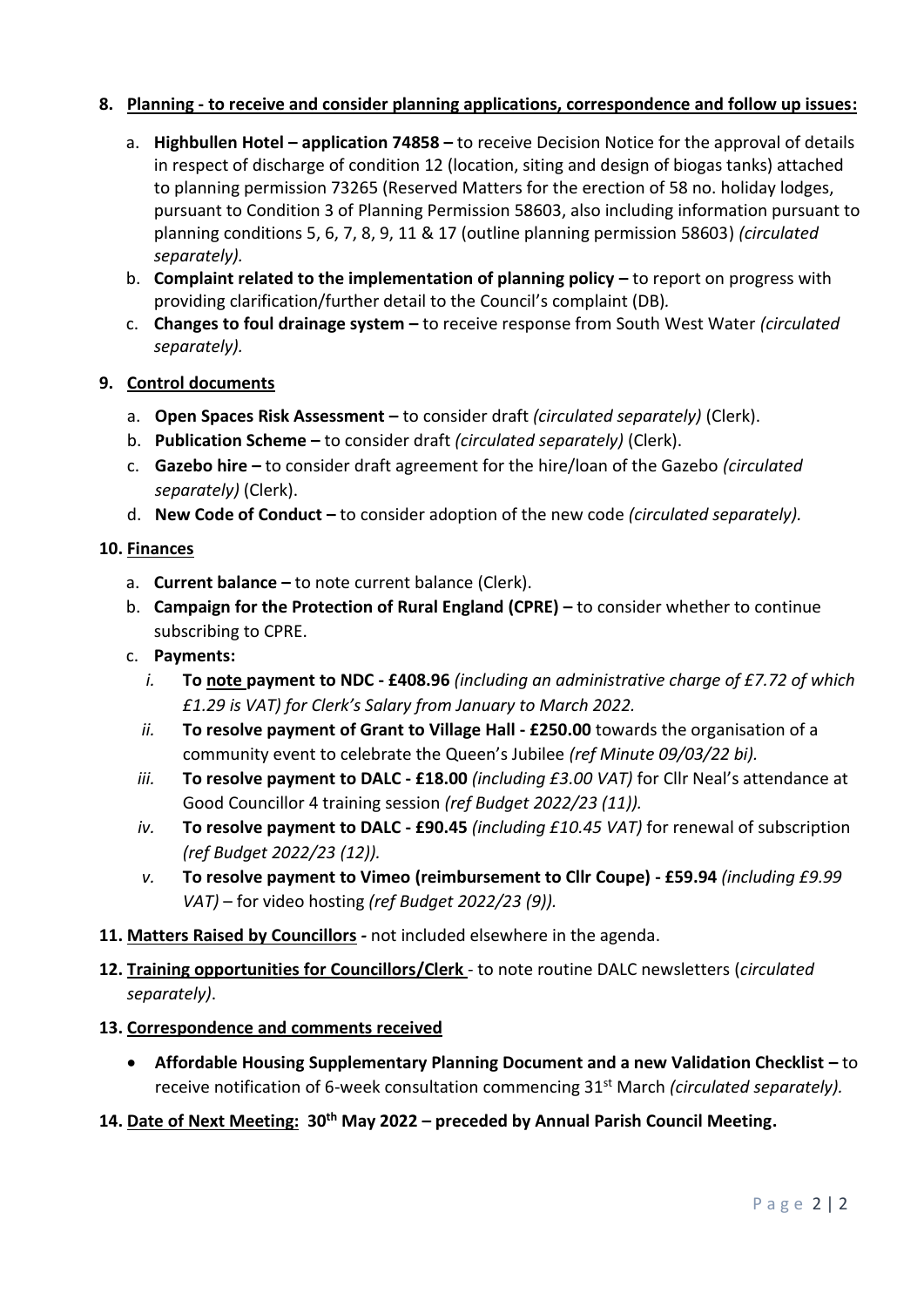8. **<u>Planning - to receive and consider planning applications, correspondence and follow up issues:</u>**

   a. **Highbullen Hotel – application 74858 –** to receive Decision Notice for the approval of details in respect of discharge of condition 12 (location, siting and design of biogas tanks) attached to planning permission 73265 (Reserved Matters for the erection of 58 no. holiday lodges, pursuant to Condition 3 of Planning Permission 58603, also including information pursuant to planning conditions 5, 6, 7, 8, 9, 11 & 17 (outline planning permission 58603) *(circulated separately).*
   b. **Complaint related to the implementation of planning policy –** to report on progress with providing clarification/further detail to the Council's complaint (DB).
   c. **Changes to foul drainage system –** to receive response from South West Water *(circulated separately).*

9. **<u>Control documents</u>**

   a. **Open Spaces Risk Assessment –** to consider draft *(circulated separately)* (Clerk).
   b. **Publication Scheme –** to consider draft *(circulated separately)* (Clerk).
   c. **Gazebo hire –** to consider draft agreement for the hire/loan of the Gazebo *(circulated separately)* (Clerk).
   d. **New Code of Conduct –** to consider adoption of the new code *(circulated separately).*

10. **<u>Finances</u>**

    a. **Current balance –** to note current balance (Clerk).
    b. **Campaign for the Protection of Rural England (CPRE) –** to consider whether to continue subscribing to CPRE.
    c. **Payments:**
       *i.* **To <u>note</u> payment to NDC - £408.96** *(including an administrative charge of £7.72 of which £1.29 is VAT) for Clerk's Salary from January to March 2022.*
       *ii.* **To resolve payment of Grant to Village Hall - £250.00** towards the organisation of a community event to celebrate the Queen's Jubilee *(ref Minute 09/03/22 bi).*
       *iii.* **To resolve payment to DALC - £18.00** *(including £3.00 VAT)* for Cllr Neal's attendance at Good Councillor 4 training session *(ref Budget 2022/23 (11)).*
       *iv.* **To resolve payment to DALC - £90.45** *(including £10.45 VAT)* for renewal of subscription *(ref Budget 2022/23 (12)).*
       *v.* **To resolve payment to Vimeo (reimbursement to Cllr Coupe) - £59.94** *(including £9.99 VAT)* – for video hosting *(ref Budget 2022/23 (9)).*

11. **<u>Matters Raised by Councillors</u> -** not included elsewhere in the agenda.

12. **<u>Training opportunities for Councillors/Clerk</u>** - to note routine DALC newsletters (*circulated separately)*.

13. **<u>Correspondence and comments received</u>**

    - **Affordable Housing Supplementary Planning Document and a new Validation Checklist –** to receive notification of 6-week consultation commencing 31st March *(circulated separately).*

14. **<u>Date of Next Meeting:</u> 30th May 2022 – preceded by Annual Parish Council Meeting.**